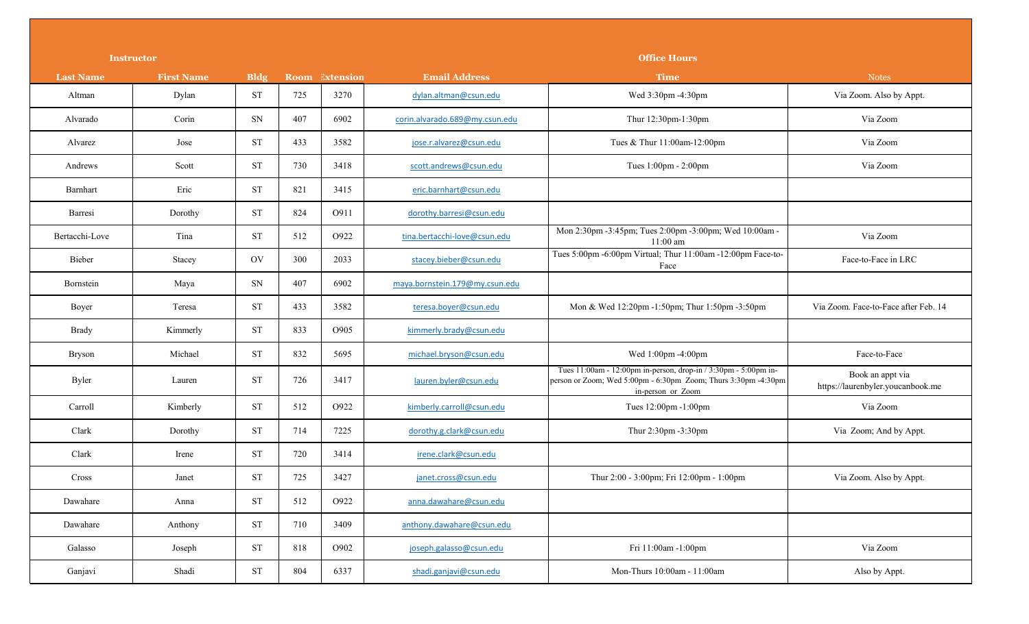| Instructor | | | | | | Office Hours | |
|---|---|---|---|---|---|---|---|
| Last Name | First Name | Bldg | Room | Extension | Email Address | Time | Notes |
| Altman | Dylan | ST | 725 | 3270 | dylan.altman@csun.edu | Wed 3:30pm -4:30pm | Via Zoom. Also by Appt. |
| Alvarado | Corin | SN | 407 | 6902 | corin.alvarado.689@my.csun.edu | Thur 12:30pm-1:30pm | Via Zoom |
| Alvarez | Jose | ST | 433 | 3582 | jose.r.alvarez@csun.edu | Tues & Thur 11:00am-12:00pm | Via Zoom |
| Andrews | Scott | ST | 730 | 3418 | scott.andrews@csun.edu | Tues 1:00pm - 2:00pm | Via Zoom |
| Barnhart | Eric | ST | 821 | 3415 | eric.barnhart@csun.edu | | |
| Barresi | Dorothy | ST | 824 | O911 | dorothy.barresi@csun.edu | | |
| Bertacchi-Love | Tina | ST | 512 | O922 | tina.bertacchi-love@csun.edu | Mon 2:30pm -3:45pm; Tues 2:00pm -3:00pm; Wed 10:00am - 11:00 am | Via Zoom |
| Bieber | Stacey | OV | 300 | 2033 | stacey.bieber@csun.edu | Tues 5:00pm -6:00pm Virtual; Thur 11:00am -12:00pm Face-to-Face | Face-to-Face in LRC |
| Bornstein | Maya | SN | 407 | 6902 | maya.bornstein.179@my.csun.edu | | |
| Boyer | Teresa | ST | 433 | 3582 | teresa.boyer@csun.edu | Mon & Wed 12:20pm -1:50pm; Thur 1:50pm -3:50pm | Via Zoom. Face-to-Face after Feb. 14 |
| Brady | Kimmerly | ST | 833 | O905 | kimmerly.brady@csun.edu | | |
| Bryson | Michael | ST | 832 | 5695 | michael.bryson@csun.edu | Wed 1:00pm -4:00pm | Face-to-Face |
| Byler | Lauren | ST | 726 | 3417 | lauren.byler@csun.edu | Tues 11:00am - 12:00pm in-person, drop-in / 3:30pm - 5:00pm in-person or Zoom; Wed 5:00pm - 6:30pm Zoom; Thurs 3:30pm -4:30pm in-person or Zoom | Book an appt via https://laurenbyler.youcanbook.me |
| Carroll | Kimberly | ST | 512 | O922 | kimberly.carroll@csun.edu | Tues 12:00pm -1:00pm | Via Zoom |
| Clark | Dorothy | ST | 714 | 7225 | dorothy.g.clark@csun.edu | Thur 2:30pm -3:30pm | Via Zoom; And by Appt. |
| Clark | Irene | ST | 720 | 3414 | irene.clark@csun.edu | | |
| Cross | Janet | ST | 725 | 3427 | janet.cross@csun.edu | Thur 2:00 - 3:00pm; Fri 12:00pm - 1:00pm | Via Zoom. Also by Appt. |
| Dawahare | Anna | ST | 512 | O922 | anna.dawahare@csun.edu | | |
| Dawahare | Anthony | ST | 710 | 3409 | anthony.dawahare@csun.edu | | |
| Galasso | Joseph | ST | 818 | O902 | joseph.galasso@csun.edu | Fri 11:00am -1:00pm | Via Zoom |
| Ganjavi | Shadi | ST | 804 | 6337 | shadi.ganjavi@csun.edu | Mon-Thurs 10:00am - 11:00am | Also by Appt. |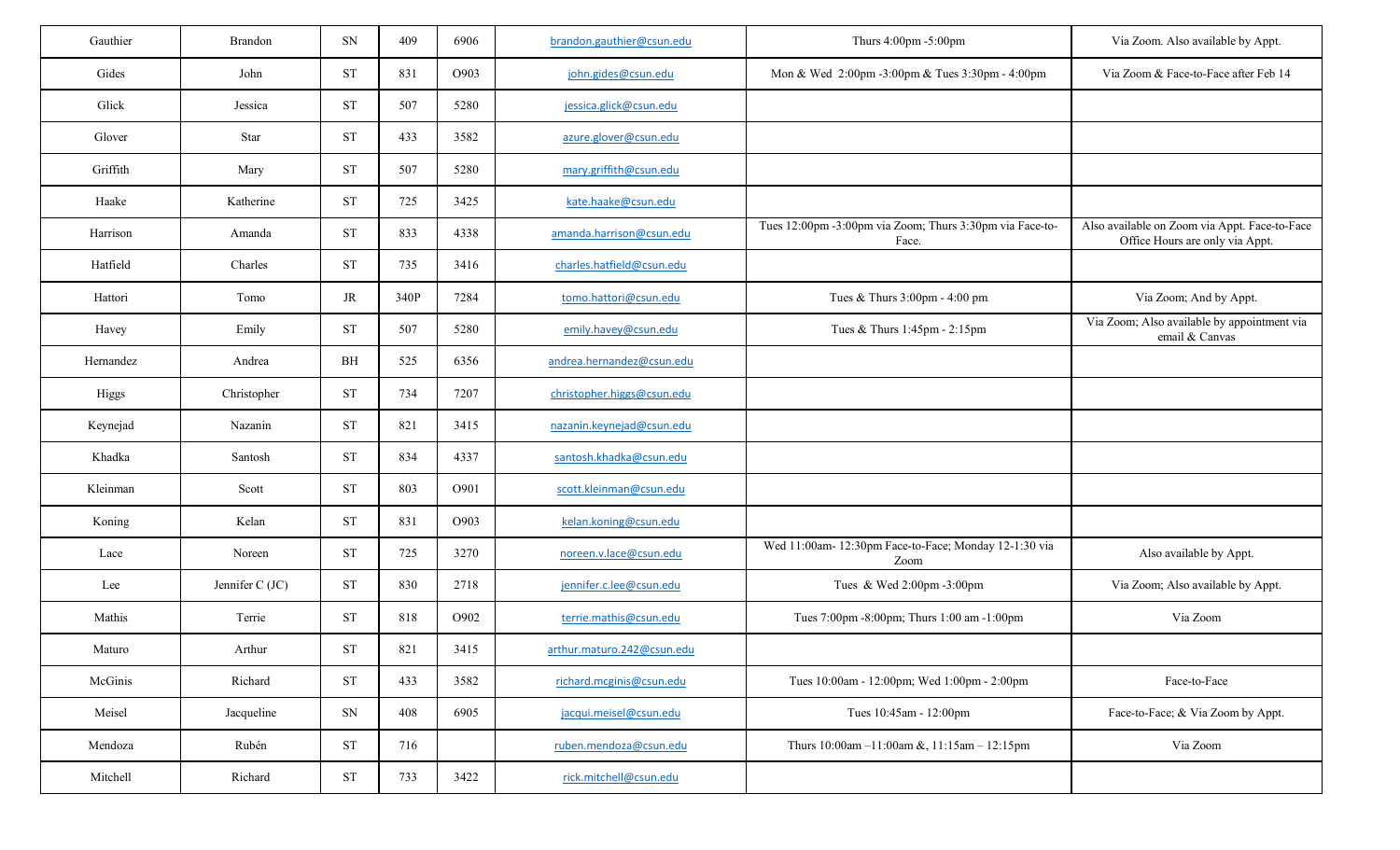| Gauthier | Brandon | SN | 409 | 6906 | brandon.gauthier@csun.edu | Thurs 4:00pm -5:00pm | Via Zoom. Also available by Appt. |
|---|---|---|---|---|---|---|---|
| Gides | John | ST | 831 | O903 | john.gides@csun.edu | Mon & Wed 2:00pm -3:00pm & Tues 3:30pm - 4:00pm | Via Zoom & Face-to-Face after Feb 14 |
| Glick | Jessica | ST | 507 | 5280 | jessica.glick@csun.edu | | |
| Glover | Star | ST | 433 | 3582 | azure.glover@csun.edu | | |
| Griffith | Mary | ST | 507 | 5280 | mary.griffith@csun.edu | | |
| Haake | Katherine | ST | 725 | 3425 | kate.haake@csun.edu | | |
| Harrison | Amanda | ST | 833 | 4338 | amanda.harrison@csun.edu | Tues 12:00pm -3:00pm via Zoom; Thurs 3:30pm via Face-to-Face. | Also available on Zoom via Appt. Face-to-Face Office Hours are only via Appt. |
| Hatfield | Charles | ST | 735 | 3416 | charles.hatfield@csun.edu | | |
| Hattori | Tomo | JR | 340P | 7284 | tomo.hattori@csun.edu | Tues & Thurs 3:00pm - 4:00 pm | Via Zoom; And by Appt. |
| Havey | Emily | ST | 507 | 5280 | emily.havey@csun.edu | Tues & Thurs 1:45pm - 2:15pm | Via Zoom; Also available by appointment via email & Canvas |
| Hernandez | Andrea | BH | 525 | 6356 | andrea.hernandez@csun.edu | | |
| Higgs | Christopher | ST | 734 | 7207 | christopher.higgs@csun.edu | | |
| Keynejad | Nazanin | ST | 821 | 3415 | nazanin.keynejad@csun.edu | | |
| Khadka | Santosh | ST | 834 | 4337 | santosh.khadka@csun.edu | | |
| Kleinman | Scott | ST | 803 | O901 | scott.kleinman@csun.edu | | |
| Koning | Kelan | ST | 831 | O903 | kelan.koning@csun.edu | | |
| Lace | Noreen | ST | 725 | 3270 | noreen.v.lace@csun.edu | Wed 11:00am- 12:30pm Face-to-Face; Monday 12-1:30 via Zoom | Also available by Appt. |
| Lee | Jennifer C (JC) | ST | 830 | 2718 | jennifer.c.lee@csun.edu | Tues & Wed 2:00pm -3:00pm | Via Zoom; Also available by Appt. |
| Mathis | Terrie | ST | 818 | O902 | terrie.mathis@csun.edu | Tues 7:00pm -8:00pm; Thurs 1:00 am -1:00pm | Via Zoom |
| Maturo | Arthur | ST | 821 | 3415 | arthur.maturo.242@csun.edu | | |
| McGinis | Richard | ST | 433 | 3582 | richard.mcginis@csun.edu | Tues 10:00am - 12:00pm; Wed 1:00pm - 2:00pm | Face-to-Face |
| Meisel | Jacqueline | SN | 408 | 6905 | jacqui.meisel@csun.edu | Tues 10:45am - 12:00pm | Face-to-Face; & Via Zoom by Appt. |
| Mendoza | Rubén | ST | 716 | | ruben.mendoza@csun.edu | Thurs 10:00am –11:00am &, 11:15am – 12:15pm | Via Zoom |
| Mitchell | Richard | ST | 733 | 3422 | rick.mitchell@csun.edu | | |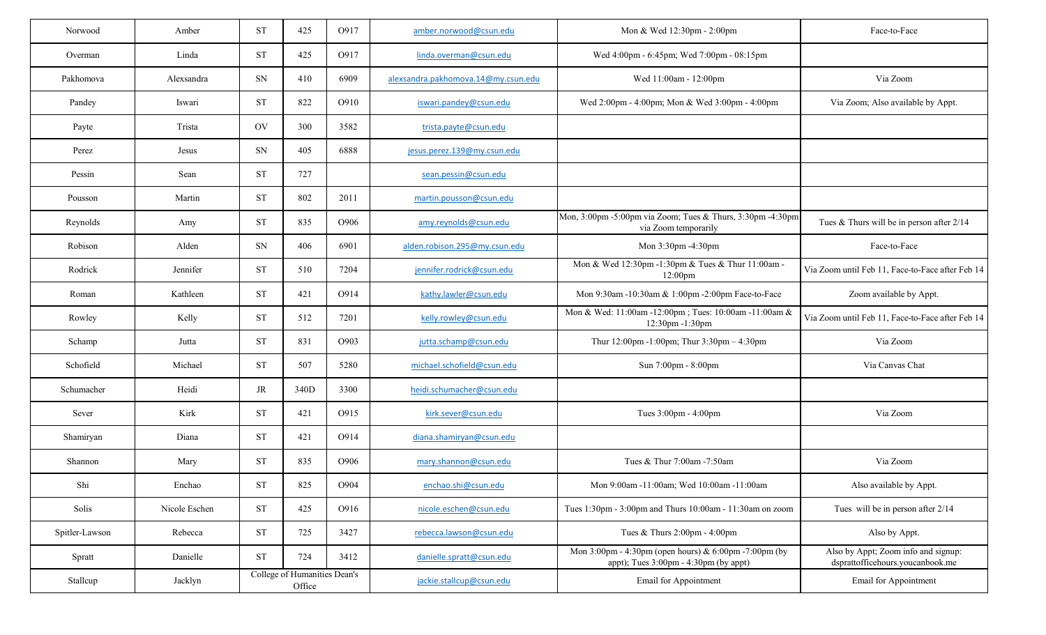| Norwood | Amber | ST | 425 | O917 | amber.norwood@csun.edu | Mon & Wed 12:30pm - 2:00pm | Face-to-Face |
|---|---|---|---|---|---|---|---|
| Overman | Linda | ST | 425 | O917 | linda.overman@csun.edu | Wed 4:00pm - 6:45pm; Wed 7:00pm - 08:15pm | |
| Pakhomova | Alexsandra | SN | 410 | 6909 | alexsandra.pakhomova.14@my.csun.edu | Wed 11:00am - 12:00pm | Via Zoom |
| Pandey | Iswari | ST | 822 | O910 | iswari.pandey@csun.edu | Wed 2:00pm - 4:00pm; Mon & Wed 3:00pm - 4:00pm | Via Zoom; Also available by Appt. |
| Payte | Trista | OV | 300 | 3582 | trista.payte@csun.edu | | |
| Perez | Jesus | SN | 405 | 6888 | jesus.perez.139@my.csun.edu | | |
| Pessin | Sean | ST | 727 | | sean.pessin@csun.edu | | |
| Pousson | Martin | ST | 802 | 2011 | martin.pousson@csun.edu | | |
| Reynolds | Amy | ST | 835 | O906 | amy.reynolds@csun.edu | Mon, 3:00pm -5:00pm via Zoom; Tues & Thurs, 3:30pm -4:30pm via Zoom temporarily | Tues & Thurs will be in person after 2/14 |
| Robison | Alden | SN | 406 | 6901 | alden.robison.295@my.csun.edu | Mon 3:30pm -4:30pm | Face-to-Face |
| Rodrick | Jennifer | ST | 510 | 7204 | jennifer.rodrick@csun.edu | Mon & Wed 12:30pm -1:30pm & Tues & Thur 11:00am - 12:00pm | Via Zoom until Feb 11, Face-to-Face after Feb 14 |
| Roman | Kathleen | ST | 421 | O914 | kathy.lawler@csun.edu | Mon 9:30am -10:30am & 1:00pm -2:00pm Face-to-Face | Zoom available by Appt. |
| Rowley | Kelly | ST | 512 | 7201 | kelly.rowley@csun.edu | Mon & Wed: 11:00am -12:00pm ; Tues: 10:00am -11:00am & 12:30pm -1:30pm | Via Zoom until Feb 11, Face-to-Face after Feb 14 |
| Schamp | Jutta | ST | 831 | O903 | jutta.schamp@csun.edu | Thur 12:00pm -1:00pm; Thur 3:30pm – 4:30pm | Via Zoom |
| Schofield | Michael | ST | 507 | 5280 | michael.schofield@csun.edu | Sun 7:00pm - 8:00pm | Via Canvas Chat |
| Schumacher | Heidi | JR | 340D | 3300 | heidi.schumacher@csun.edu | | |
| Sever | Kirk | ST | 421 | O915 | kirk.sever@csun.edu | Tues 3:00pm - 4:00pm | Via Zoom |
| Shamiryan | Diana | ST | 421 | O914 | diana.shamiryan@csun.edu | | |
| Shannon | Mary | ST | 835 | O906 | mary.shannon@csun.edu | Tues & Thur 7:00am -7:50am | Via Zoom |
| Shi | Enchao | ST | 825 | O904 | enchao.shi@csun.edu | Mon 9:00am -11:00am; Wed 10:00am -11:00am | Also available by Appt. |
| Solis | Nicole Eschen | ST | 425 | O916 | nicole.eschen@csun.edu | Tues 1:30pm - 3:00pm and Thurs 10:00am - 11:30am on zoom | Tues will be in person after 2/14 |
| Spitler-Lawson | Rebecca | ST | 725 | 3427 | rebecca.lawson@csun.edu | Tues & Thurs 2:00pm - 4:00pm | Also by Appt. |
| Spratt | Danielle | ST | 724 | 3412 | danielle.spratt@csun.edu | Mon 3:00pm - 4:30pm (open hours) & 6:00pm -7:00pm (by appt); Tues 3:00pm - 4:30pm (by appt) | Also by Appt; Zoom info and signup: dsprattofficehours.youcanbook.me |
| Stallcup | Jacklyn | College of Humanities Dean's Office | | | jackie.stallcup@csun.edu | Email for Appointment | Email for Appointment |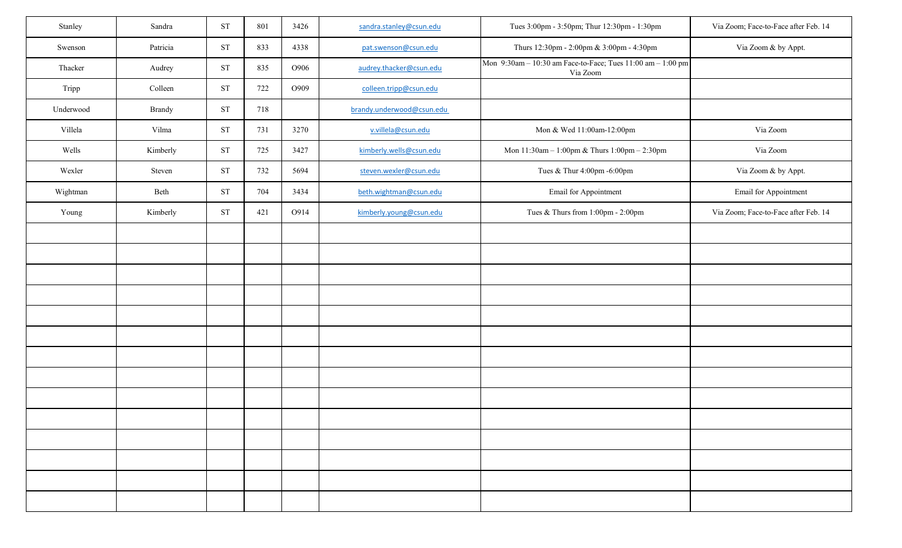| | | | | | | | |
|---|---|---|---|---|---|---|---|
| Stanley | Sandra | ST | 801 | 3426 | sandra.stanley@csun.edu | Tues 3:00pm - 3:50pm; Thur 12:30pm - 1:30pm | Via Zoom; Face-to-Face after Feb. 14 |
| Swenson | Patricia | ST | 833 | 4338 | pat.swenson@csun.edu | Thurs 12:30pm - 2:00pm & 3:00pm - 4:30pm | Via Zoom & by Appt. |
| Thacker | Audrey | ST | 835 | O906 | audrey.thacker@csun.edu | Mon 9:30am – 10:30 am Face-to-Face; Tues 11:00 am – 1:00 pm Via Zoom | |
| Tripp | Colleen | ST | 722 | O909 | colleen.tripp@csun.edu | | |
| Underwood | Brandy | ST | 718 | | brandy.underwood@csun.edu | | |
| Villela | Vilma | ST | 731 | 3270 | v.villela@csun.edu | Mon & Wed 11:00am-12:00pm | Via Zoom |
| Wells | Kimberly | ST | 725 | 3427 | kimberly.wells@csun.edu | Mon 11:30am – 1:00pm & Thurs 1:00pm – 2:30pm | Via Zoom |
| Wexler | Steven | ST | 732 | 5694 | steven.wexler@csun.edu | Tues & Thur 4:00pm -6:00pm | Via Zoom & by Appt. |
| Wightman | Beth | ST | 704 | 3434 | beth.wightman@csun.edu | Email for Appointment | Email for Appointment |
| Young | Kimberly | ST | 421 | O914 | kimberly.young@csun.edu | Tues & Thurs from 1:00pm - 2:00pm | Via Zoom; Face-to-Face after Feb. 14 |